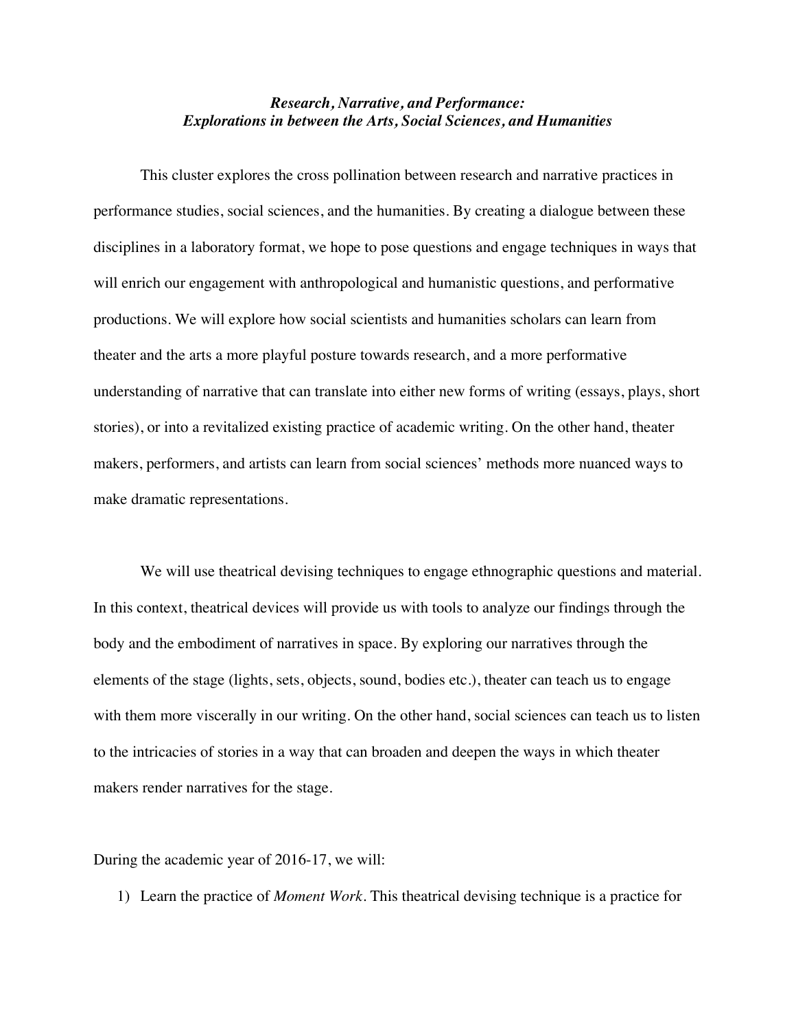***Research, Narrative, and Performance:***
***Explorations in between the Arts, Social Sciences, and Humanities***

This cluster explores the cross pollination between research and narrative practices in performance studies, social sciences, and the humanities. By creating a dialogue between these disciplines in a laboratory format, we hope to pose questions and engage techniques in ways that will enrich our engagement with anthropological and humanistic questions, and performative productions. We will explore how social scientists and humanities scholars can learn from theater and the arts a more playful posture towards research, and a more performative understanding of narrative that can translate into either new forms of writing (essays, plays, short stories), or into a revitalized existing practice of academic writing. On the other hand, theater makers, performers, and artists can learn from social sciences' methods more nuanced ways to make dramatic representations.

We will use theatrical devising techniques to engage ethnographic questions and material. In this context, theatrical devices will provide us with tools to analyze our findings through the body and the embodiment of narratives in space. By exploring our narratives through the elements of the stage (lights, sets, objects, sound, bodies etc.), theater can teach us to engage with them more viscerally in our writing. On the other hand, social sciences can teach us to listen to the intricacies of stories in a way that can broaden and deepen the ways in which theater makers render narratives for the stage.

During the academic year of 2016-17, we will:

1) Learn the practice of *Moment Work*. This theatrical devising technique is a practice for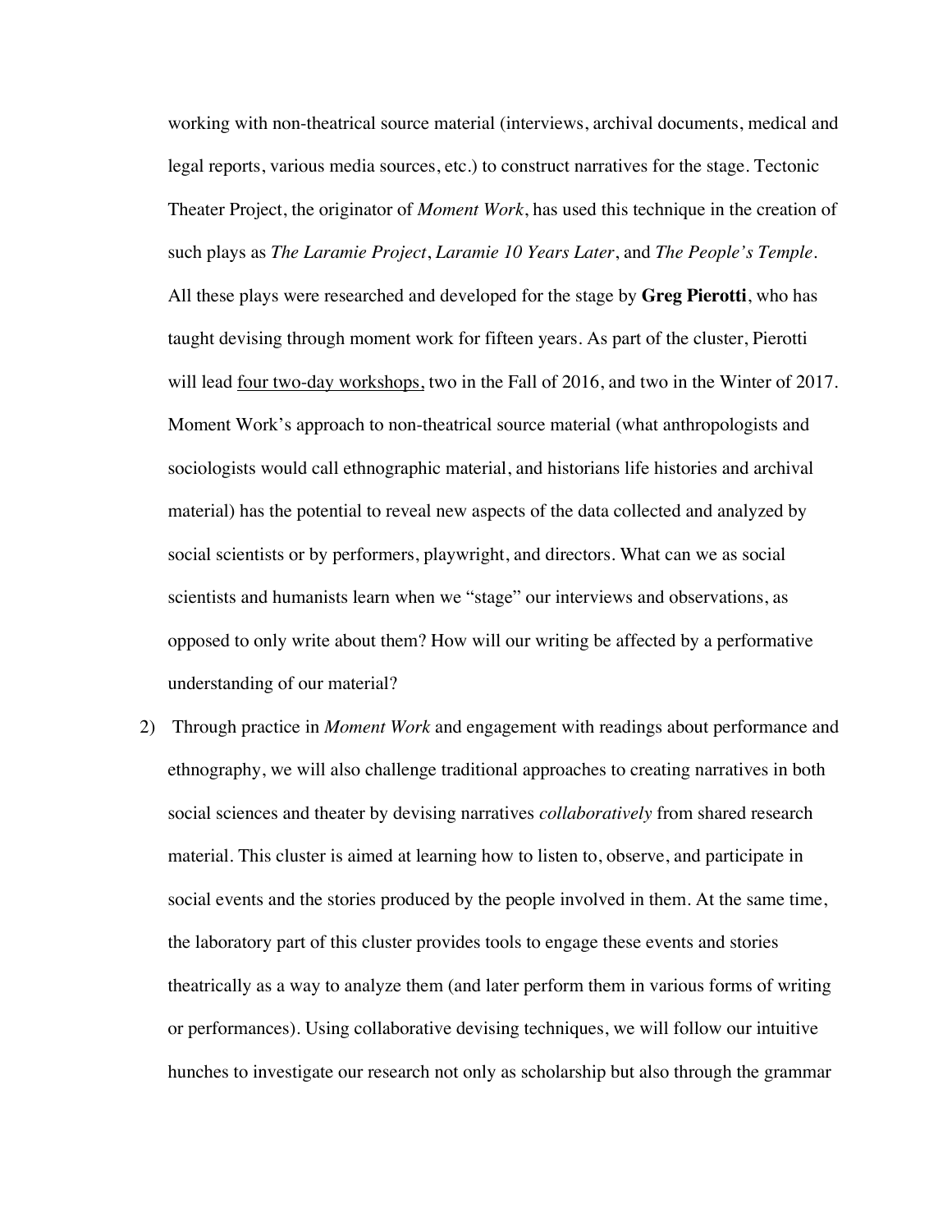working with non-theatrical source material (interviews, archival documents, medical and legal reports, various media sources, etc.) to construct narratives for the stage. Tectonic Theater Project, the originator of *Moment Work*, has used this technique in the creation of such plays as *The Laramie Project*, *Laramie 10 Years Later*, and *The People's Temple*. All these plays were researched and developed for the stage by **Greg Pierotti**, who has taught devising through moment work for fifteen years. As part of the cluster, Pierotti will lead <u>four two-day workshops,</u> two in the Fall of 2016, and two in the Winter of 2017. Moment Work's approach to non-theatrical source material (what anthropologists and sociologists would call ethnographic material, and historians life histories and archival material) has the potential to reveal new aspects of the data collected and analyzed by social scientists or by performers, playwright, and directors. What can we as social scientists and humanists learn when we "stage" our interviews and observations, as opposed to only write about them? How will our writing be affected by a performative understanding of our material?

2) Through practice in *Moment Work* and engagement with readings about performance and ethnography, we will also challenge traditional approaches to creating narratives in both social sciences and theater by devising narratives *collaboratively* from shared research material. This cluster is aimed at learning how to listen to, observe, and participate in social events and the stories produced by the people involved in them. At the same time, the laboratory part of this cluster provides tools to engage these events and stories theatrically as a way to analyze them (and later perform them in various forms of writing or performances). Using collaborative devising techniques, we will follow our intuitive hunches to investigate our research not only as scholarship but also through the grammar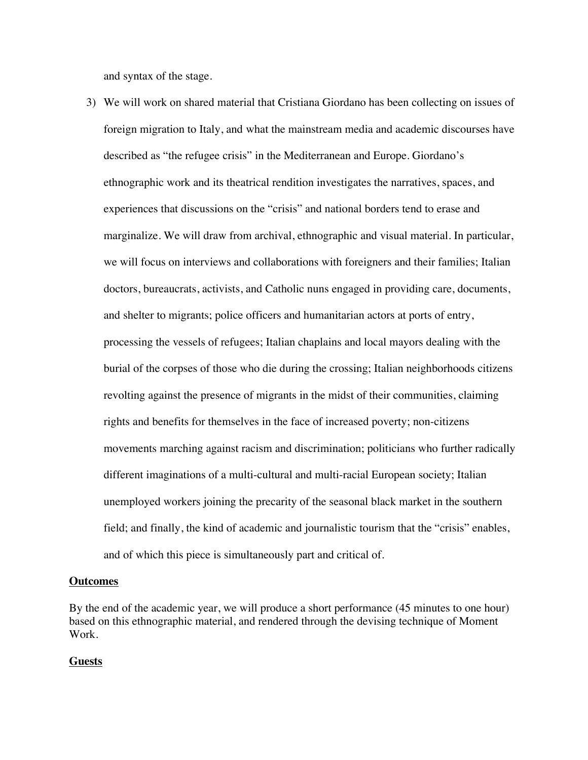and syntax of the stage.

3) We will work on shared material that Cristiana Giordano has been collecting on issues of foreign migration to Italy, and what the mainstream media and academic discourses have described as "the refugee crisis" in the Mediterranean and Europe. Giordano's ethnographic work and its theatrical rendition investigates the narratives, spaces, and experiences that discussions on the "crisis" and national borders tend to erase and marginalize. We will draw from archival, ethnographic and visual material. In particular, we will focus on interviews and collaborations with foreigners and their families; Italian doctors, bureaucrats, activists, and Catholic nuns engaged in providing care, documents, and shelter to migrants; police officers and humanitarian actors at ports of entry, processing the vessels of refugees; Italian chaplains and local mayors dealing with the burial of the corpses of those who die during the crossing; Italian neighborhoods citizens revolting against the presence of migrants in the midst of their communities, claiming rights and benefits for themselves in the face of increased poverty; non-citizens movements marching against racism and discrimination; politicians who further radically different imaginations of a multi-cultural and multi-racial European society; Italian unemployed workers joining the precarity of the seasonal black market in the southern field; and finally, the kind of academic and journalistic tourism that the "crisis" enables, and of which this piece is simultaneously part and critical of.

**Outcomes**

By the end of the academic year, we will produce a short performance (45 minutes to one hour) based on this ethnographic material, and rendered through the devising technique of Moment Work.

**Guests**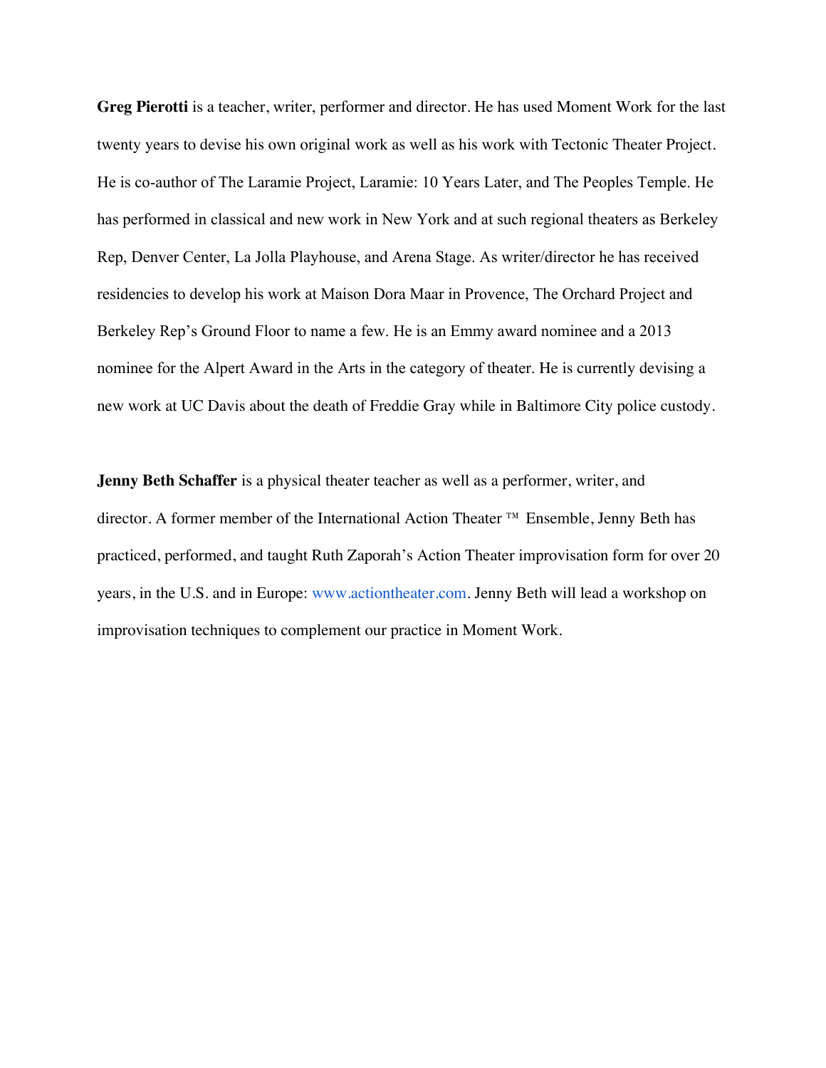**Greg Pierotti** is a teacher, writer, performer and director. He has used Moment Work for the last twenty years to devise his own original work as well as his work with Tectonic Theater Project. He is co-author of The Laramie Project, Laramie: 10 Years Later, and The Peoples Temple. He has performed in classical and new work in New York and at such regional theaters as Berkeley Rep, Denver Center, La Jolla Playhouse, and Arena Stage. As writer/director he has received residencies to develop his work at Maison Dora Maar in Provence, The Orchard Project and Berkeley Rep's Ground Floor to name a few. He is an Emmy award nominee and a 2013 nominee for the Alpert Award in the Arts in the category of theater. He is currently devising a new work at UC Davis about the death of Freddie Gray while in Baltimore City police custody.

**Jenny Beth Schaffer** is a physical theater teacher as well as a performer, writer, and director. A former member of the International Action Theater ™ Ensemble, Jenny Beth has practiced, performed, and taught Ruth Zaporah's Action Theater improvisation form for over 20 years, in the U.S. and in Europe: www.actiontheater.com. Jenny Beth will lead a workshop on improvisation techniques to complement our practice in Moment Work.